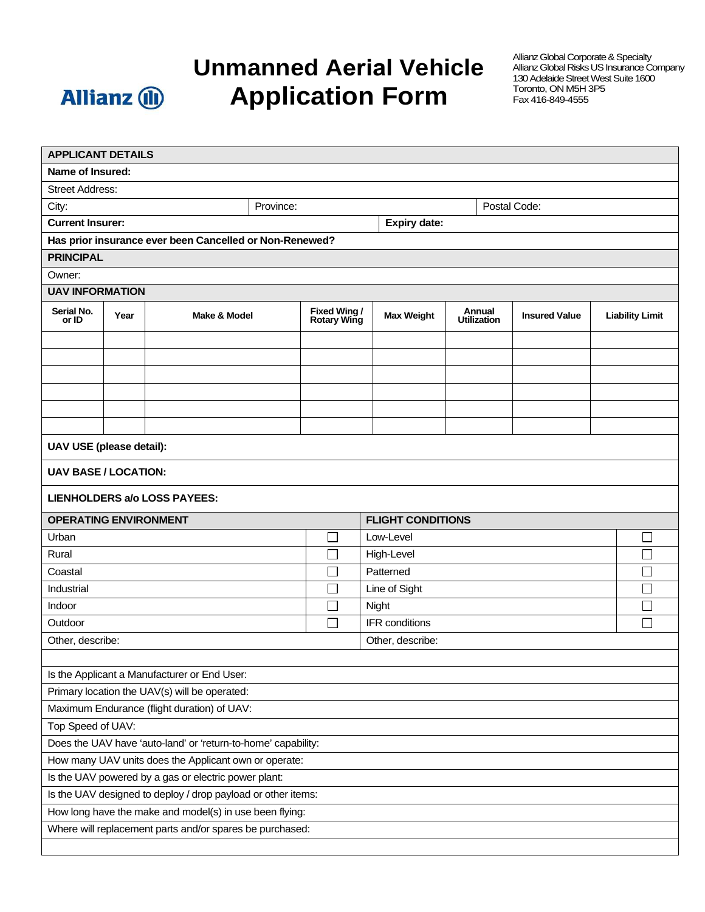Allianz

# Unmanned Aerial Vehicle Application Form

Allianz Global Corporate & Specialty
Allianz Global Risks US Insurance Company
130 Adelaide Street West Suite 1600
Toronto, ON M5H 3P5
Fax 416-849-4555

## APPLICANT DETAILS

**Name of Insured:**

Street Address:

| City: | Province: | Postal Code: |
|---|---|---|

| **Current Insurer:** | **Expiry date:** |
|---|---|

**Has prior insurance ever been Cancelled or Non-Renewed?**

## PRINCIPAL

Owner:

## UAV INFORMATION

| Serial No. or ID | Year | Make & Model | Fixed Wing / Rotary Wing | Max Weight | Annual Utilization | Insured Value | Liability Limit |
|---|---|---|---|---|---|---|---|
| | | | | | | | |
| | | | | | | | |
| | | | | | | | |
| | | | | | | | |
| | | | | | | | |
| | | | | | | | |

**UAV USE (please detail):**

**UAV BASE / LOCATION:**

**LIENHOLDERS a/o LOSS PAYEES:**

| OPERATING ENVIRONMENT | | FLIGHT CONDITIONS | |
|---|---|---|---|
| Urban | ☐ | Low-Level | ☐ |
| Rural | ☐ | High-Level | ☐ |
| Coastal | ☐ | Patterned | ☐ |
| Industrial | ☐ | Line of Sight | ☐ |
| Indoor | ☐ | Night | ☐ |
| Outdoor | ☐ | IFR conditions | ☐ |
| Other, describe: | | Other, describe: | |

Is the Applicant a Manufacturer or End User:

Primary location the UAV(s) will be operated:

Maximum Endurance (flight duration) of UAV:

Top Speed of UAV:

Does the UAV have 'auto-land' or 'return-to-home' capability:

How many UAV units does the Applicant own or operate:

Is the UAV powered by a gas or electric power plant:

Is the UAV designed to deploy / drop payload or other items:

How long have the make and model(s) in use been flying:

Where will replacement parts and/or spares be purchased: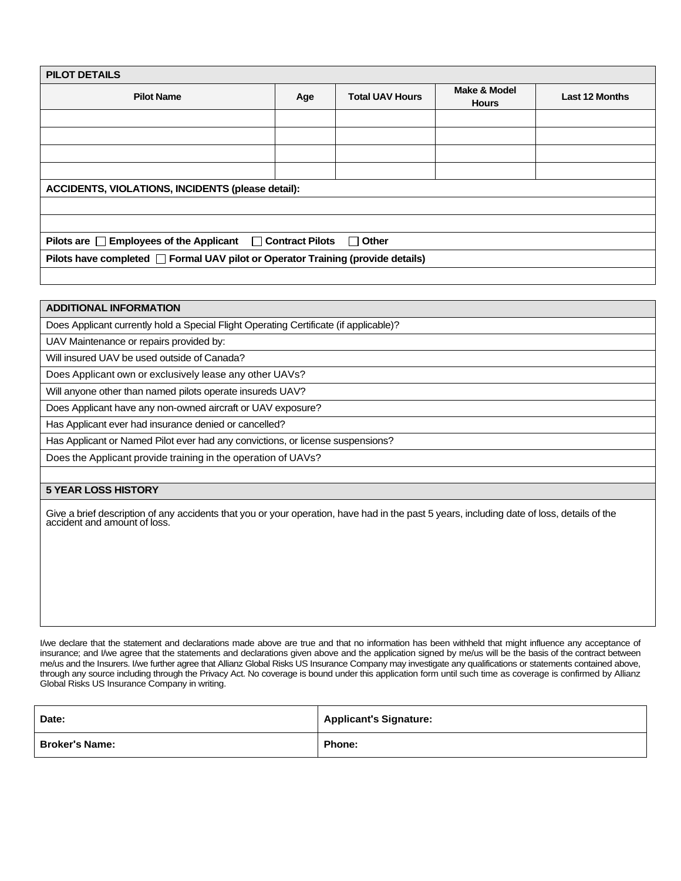## PILOT DETAILS

| Pilot Name | Age | Total UAV Hours | Make & Model Hours | Last 12 Months |
|---|---|---|---|---|
| | | | | |
| | | | | |
| | | | | |
| | | | | |

**ACCIDENTS, VIOLATIONS, INCIDENTS (please detail):**

**Pilots are** ☐ **Employees of the Applicant** ☐ **Contract Pilots** ☐ **Other**

**Pilots have completed** ☐ **Formal UAV pilot or Operator Training (provide details)**

## ADDITIONAL INFORMATION

Does Applicant currently hold a Special Flight Operating Certificate (if applicable)?

UAV Maintenance or repairs provided by:

Will insured UAV be used outside of Canada?

Does Applicant own or exclusively lease any other UAVs?

Will anyone other than named pilots operate insureds UAV?

Does Applicant have any non-owned aircraft or UAV exposure?

Has Applicant ever had insurance denied or cancelled?

Has Applicant or Named Pilot ever had any convictions, or license suspensions?

Does the Applicant provide training in the operation of UAVs?

## 5 YEAR LOSS HISTORY

Give a brief description of any accidents that you or your operation, have had in the past 5 years, including date of loss, details of the accident and amount of loss.

I/we declare that the statement and declarations made above are true and that no information has been withheld that might influence any acceptance of insurance; and I/we agree that the statements and declarations given above and the application signed by me/us will be the basis of the contract between me/us and the Insurers. I/we further agree that Allianz Global Risks US Insurance Company may investigate any qualifications or statements contained above, through any source including through the Privacy Act. No coverage is bound under this application form until such time as coverage is confirmed by Allianz Global Risks US Insurance Company in writing.

| | |
|---|---|
| **Date:** | **Applicant's Signature:** |
| **Broker's Name:** | **Phone:** |